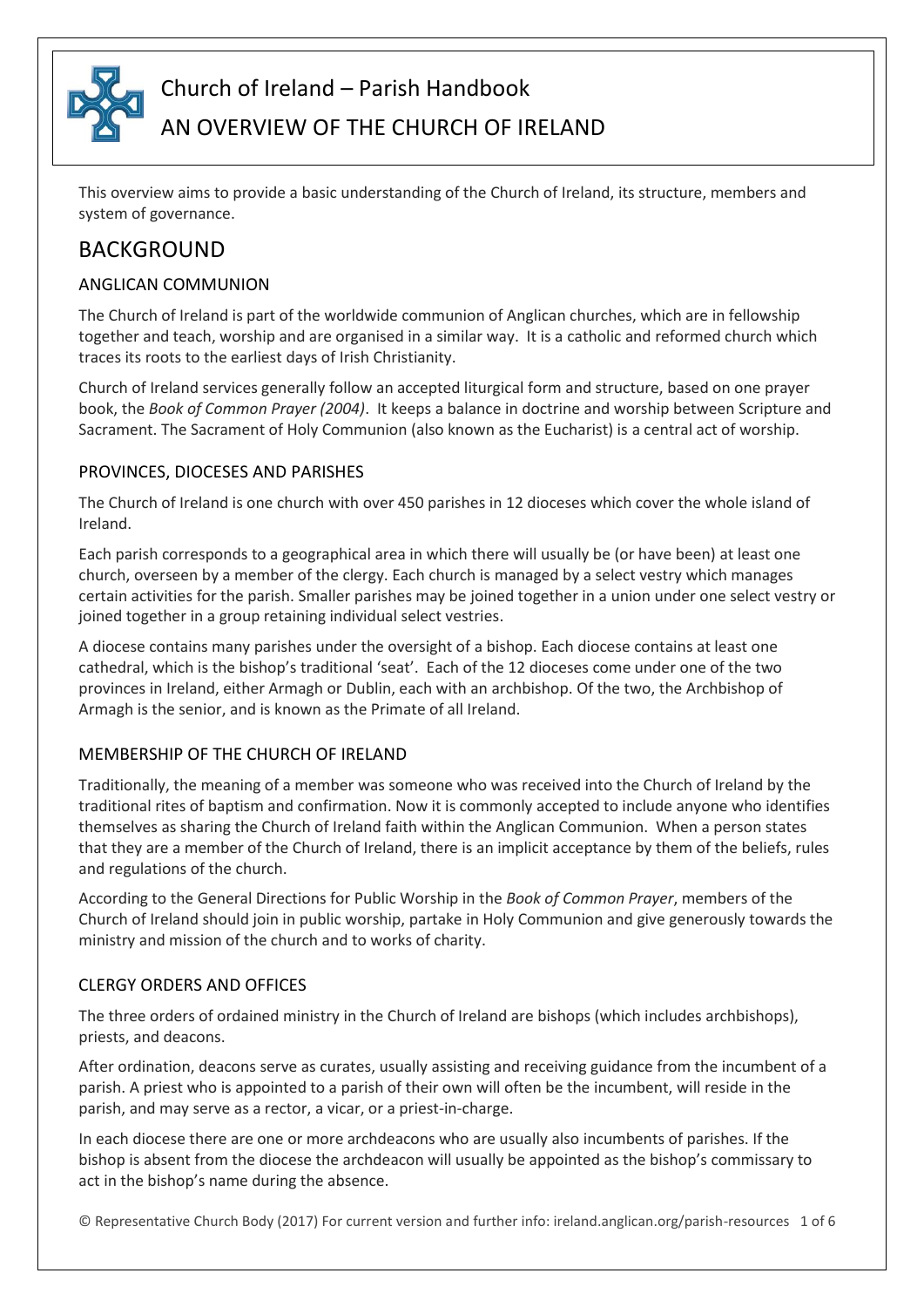# Church of Ireland – Parish Handbook

# AN OVERVIEW OF THE CHURCH OF IRELAND

This overview aims to provide a basic understanding of the Church of Ireland, its structure, members and system of governance.

## BACKGROUND

### ANGLICAN COMMUNION

The Church of Ireland is part of the worldwide communion of Anglican churches, which are in fellowship together and teach, worship and are organised in a similar way. It is a catholic and reformed church which traces its roots to the earliest days of Irish Christianity.

Church of Ireland services generally follow an accepted liturgical form and structure, based on one prayer book, the *Book of Common Prayer (2004)*. It keeps a balance in doctrine and worship between Scripture and Sacrament. The Sacrament of Holy Communion (also known as the Eucharist) is a central act of worship.

### PROVINCES, DIOCESES AND PARISHES

The Church of Ireland is one church with over 450 parishes in 12 dioceses which cover the whole island of Ireland.

Each parish corresponds to a geographical area in which there will usually be (or have been) at least one church, overseen by a member of the clergy. Each church is managed by a select vestry which manages certain activities for the parish. Smaller parishes may be joined together in a union under one select vestry or joined together in a group retaining individual select vestries.

A diocese contains many parishes under the oversight of a bishop. Each diocese contains at least one cathedral, which is the bishop's traditional 'seat'. Each of the 12 dioceses come under one of the two provinces in Ireland, either Armagh or Dublin, each with an archbishop. Of the two, the Archbishop of Armagh is the senior, and is known as the Primate of all Ireland.

### MEMBERSHIP OF THE CHURCH OF IRELAND

Traditionally, the meaning of a member was someone who was received into the Church of Ireland by the traditional rites of baptism and confirmation. Now it is commonly accepted to include anyone who identifies themselves as sharing the Church of Ireland faith within the Anglican Communion. When a person states that they are a member of the Church of Ireland, there is an implicit acceptance by them of the beliefs, rules and regulations of the church.

According to the General Directions for Public Worship in the *Book of Common Prayer*, members of the Church of Ireland should join in public worship, partake in Holy Communion and give generously towards the ministry and mission of the church and to works of charity.

### CLERGY ORDERS AND OFFICES

The three orders of ordained ministry in the Church of Ireland are bishops (which includes archbishops), priests, and deacons.

After ordination, deacons serve as curates, usually assisting and receiving guidance from the incumbent of a parish. A priest who is appointed to a parish of their own will often be the incumbent, will reside in the parish, and may serve as a rector, a vicar, or a priest-in-charge.

In each diocese there are one or more archdeacons who are usually also incumbents of parishes. If the bishop is absent from the diocese the archdeacon will usually be appointed as the bishop's commissary to act in the bishop's name during the absence.

© Representative Church Body (2017) For current version and further info: ireland.anglican.org/parish-resources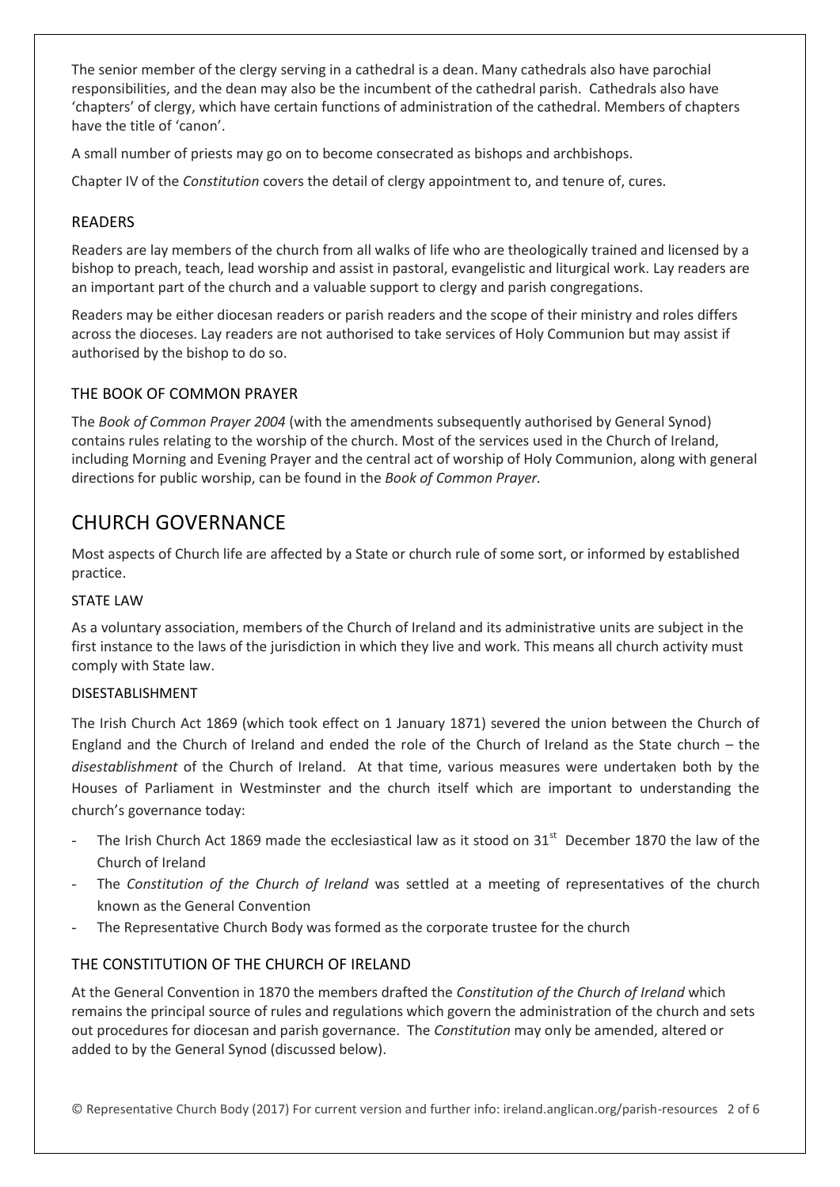The senior member of the clergy serving in a cathedral is a dean. Many cathedrals also have parochial responsibilities, and the dean may also be the incumbent of the cathedral parish. Cathedrals also have 'chapters' of clergy, which have certain functions of administration of the cathedral. Members of chapters have the title of 'canon'.

A small number of priests may go on to become consecrated as bishops and archbishops.

Chapter IV of the *Constitution* covers the detail of clergy appointment to, and tenure of, cures.

### READERS

Readers are lay members of the church from all walks of life who are theologically trained and licensed by a bishop to preach, teach, lead worship and assist in pastoral, evangelistic and liturgical work. Lay readers are an important part of the church and a valuable support to clergy and parish congregations.

Readers may be either diocesan readers or parish readers and the scope of their ministry and roles differs across the dioceses. Lay readers are not authorised to take services of Holy Communion but may assist if authorised by the bishop to do so.

### THE BOOK OF COMMON PRAYER

The *Book of Common Prayer 2004* (with the amendments subsequently authorised by General Synod) contains rules relating to the worship of the church. Most of the services used in the Church of Ireland, including Morning and Evening Prayer and the central act of worship of Holy Communion, along with general directions for public worship, can be found in the *Book of Common Prayer.*

## CHURCH GOVERNANCE

Most aspects of Church life are affected by a State or church rule of some sort, or informed by established practice.

#### STATE LAW

As a voluntary association, members of the Church of Ireland and its administrative units are subject in the first instance to the laws of the jurisdiction in which they live and work. This means all church activity must comply with State law.

#### DISESTABLISHMENT

The Irish Church Act 1869 (which took effect on 1 January 1871) severed the union between the Church of England and the Church of Ireland and ended the role of the Church of Ireland as the State church – the *disestablishment* of the Church of Ireland. At that time, various measures were undertaken both by the Houses of Parliament in Westminster and the church itself which are important to understanding the church's governance today:

- The Irish Church Act 1869 made the ecclesiastical law as it stood on 31st December 1870 the law of the Church of Ireland
- The *Constitution of the Church of Ireland* was settled at a meeting of representatives of the church known as the General Convention
- The Representative Church Body was formed as the corporate trustee for the church

### THE CONSTITUTION OF THE CHURCH OF IRELAND

At the General Convention in 1870 the members drafted the *Constitution of the Church of Ireland* which remains the principal source of rules and regulations which govern the administration of the church and sets out procedures for diocesan and parish governance. The *Constitution* may only be amended, altered or added to by the General Synod (discussed below).

© Representative Church Body (2017) For current version and further info: ireland.anglican.org/parish-resources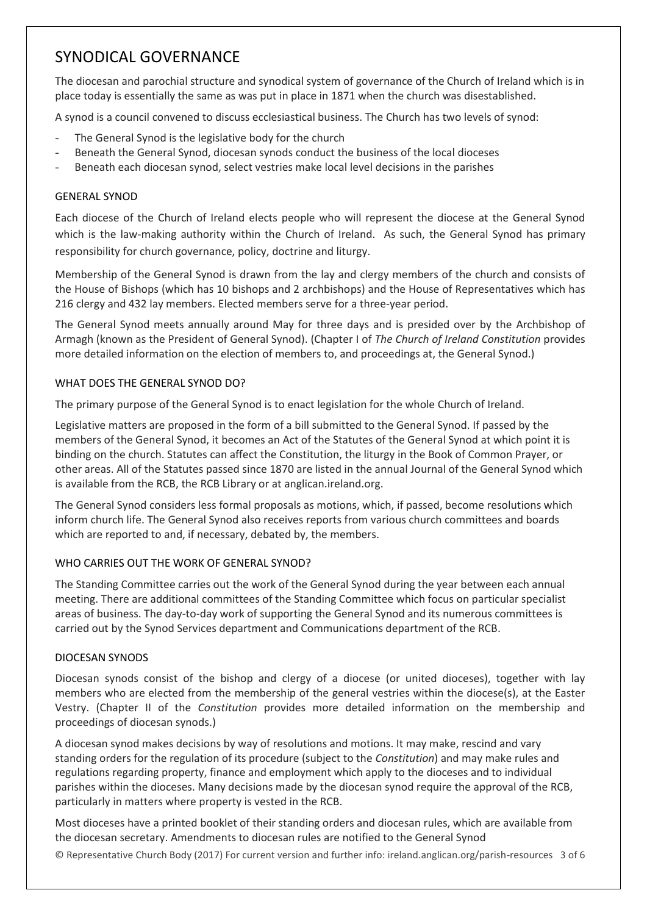# SYNODICAL GOVERNANCE

The diocesan and parochial structure and synodical system of governance of the Church of Ireland which is in place today is essentially the same as was put in place in 1871 when the church was disestablished.

A synod is a council convened to discuss ecclesiastical business. The Church has two levels of synod:

- The General Synod is the legislative body for the church
- Beneath the General Synod, diocesan synods conduct the business of the local dioceses
- Beneath each diocesan synod, select vestries make local level decisions in the parishes

## GENERAL SYNOD

Each diocese of the Church of Ireland elects people who will represent the diocese at the General Synod which is the law-making authority within the Church of Ireland. As such, the General Synod has primary responsibility for church governance, policy, doctrine and liturgy.

Membership of the General Synod is drawn from the lay and clergy members of the church and consists of the House of Bishops (which has 10 bishops and 2 archbishops) and the House of Representatives which has 216 clergy and 432 lay members. Elected members serve for a three-year period.

The General Synod meets annually around May for three days and is presided over by the Archbishop of Armagh (known as the President of General Synod). (Chapter I of *The Church of Ireland Constitution* provides more detailed information on the election of members to, and proceedings at, the General Synod.)

## WHAT DOES THE GENERAL SYNOD DO?

The primary purpose of the General Synod is to enact legislation for the whole Church of Ireland.

Legislative matters are proposed in the form of a bill submitted to the General Synod. If passed by the members of the General Synod, it becomes an Act of the Statutes of the General Synod at which point it is binding on the church. Statutes can affect the Constitution, the liturgy in the Book of Common Prayer, or other areas. All of the Statutes passed since 1870 are listed in the annual Journal of the General Synod which is available from the RCB, the RCB Library or at anglican.ireland.org.

The General Synod considers less formal proposals as motions, which, if passed, become resolutions which inform church life. The General Synod also receives reports from various church committees and boards which are reported to and, if necessary, debated by, the members.

## WHO CARRIES OUT THE WORK OF GENERAL SYNOD?

The Standing Committee carries out the work of the General Synod during the year between each annual meeting. There are additional committees of the Standing Committee which focus on particular specialist areas of business. The day-to-day work of supporting the General Synod and its numerous committees is carried out by the Synod Services department and Communications department of the RCB.

## DIOCESAN SYNODS

Diocesan synods consist of the bishop and clergy of a diocese (or united dioceses), together with lay members who are elected from the membership of the general vestries within the diocese(s), at the Easter Vestry. (Chapter II of the *Constitution* provides more detailed information on the membership and proceedings of diocesan synods.)

A diocesan synod makes decisions by way of resolutions and motions. It may make, rescind and vary standing orders for the regulation of its procedure (subject to the *Constitution*) and may make rules and regulations regarding property, finance and employment which apply to the dioceses and to individual parishes within the dioceses. Many decisions made by the diocesan synod require the approval of the RCB, particularly in matters where property is vested in the RCB.

Most dioceses have a printed booklet of their standing orders and diocesan rules, which are available from the diocesan secretary. Amendments to diocesan rules are notified to the General Synod

© Representative Church Body (2017) For current version and further info: ireland.anglican.org/parish-resources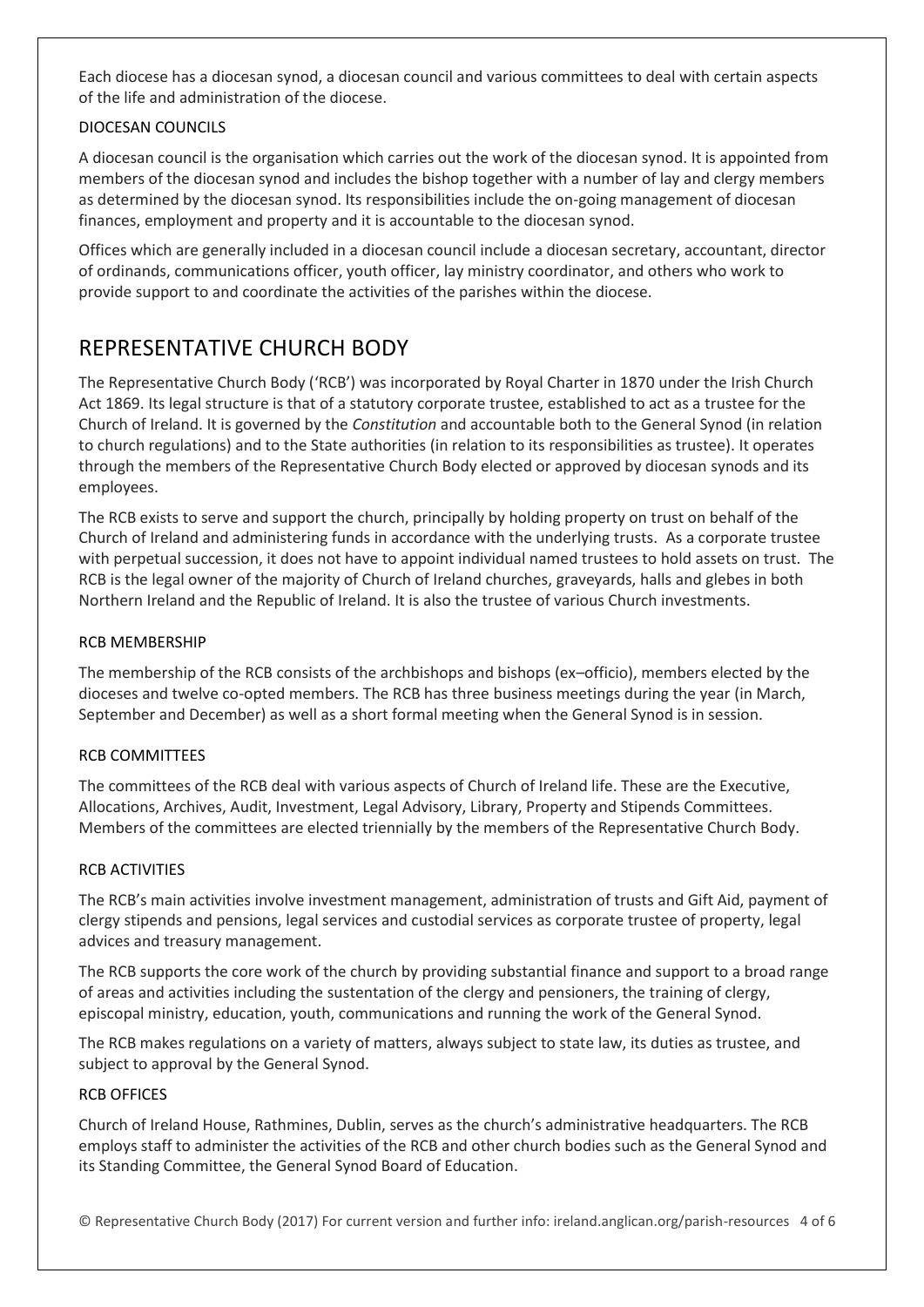Each diocese has a diocesan synod, a diocesan council and various committees to deal with certain aspects of the life and administration of the diocese.

### DIOCESAN COUNCILS

A diocesan council is the organisation which carries out the work of the diocesan synod. It is appointed from members of the diocesan synod and includes the bishop together with a number of lay and clergy members as determined by the diocesan synod. Its responsibilities include the on-going management of diocesan finances, employment and property and it is accountable to the diocesan synod.

Offices which are generally included in a diocesan council include a diocesan secretary, accountant, director of ordinands, communications officer, youth officer, lay ministry coordinator, and others who work to provide support to and coordinate the activities of the parishes within the diocese.

## REPRESENTATIVE CHURCH BODY

The Representative Church Body ('RCB') was incorporated by Royal Charter in 1870 under the Irish Church Act 1869. Its legal structure is that of a statutory corporate trustee, established to act as a trustee for the Church of Ireland. It is governed by the *Constitution* and accountable both to the General Synod (in relation to church regulations) and to the State authorities (in relation to its responsibilities as trustee). It operates through the members of the Representative Church Body elected or approved by diocesan synods and its employees.

The RCB exists to serve and support the church, principally by holding property on trust on behalf of the Church of Ireland and administering funds in accordance with the underlying trusts. As a corporate trustee with perpetual succession, it does not have to appoint individual named trustees to hold assets on trust. The RCB is the legal owner of the majority of Church of Ireland churches, graveyards, halls and glebes in both Northern Ireland and the Republic of Ireland. It is also the trustee of various Church investments.

### RCB MEMBERSHIP

The membership of the RCB consists of the archbishops and bishops (ex–officio), members elected by the dioceses and twelve co-opted members. The RCB has three business meetings during the year (in March, September and December) as well as a short formal meeting when the General Synod is in session.

### RCB COMMITTEES

The committees of the RCB deal with various aspects of Church of Ireland life. These are the Executive, Allocations, Archives, Audit, Investment, Legal Advisory, Library, Property and Stipends Committees. Members of the committees are elected triennially by the members of the Representative Church Body.

### RCB ACTIVITIES

The RCB's main activities involve investment management, administration of trusts and Gift Aid, payment of clergy stipends and pensions, legal services and custodial services as corporate trustee of property, legal advices and treasury management.

The RCB supports the core work of the church by providing substantial finance and support to a broad range of areas and activities including the sustentation of the clergy and pensioners, the training of clergy, episcopal ministry, education, youth, communications and running the work of the General Synod.

The RCB makes regulations on a variety of matters, always subject to state law, its duties as trustee, and subject to approval by the General Synod.

### RCB OFFICES

Church of Ireland House, Rathmines, Dublin, serves as the church's administrative headquarters. The RCB employs staff to administer the activities of the RCB and other church bodies such as the General Synod and its Standing Committee, the General Synod Board of Education.

© Representative Church Body (2017) For current version and further info: ireland.anglican.org/parish-resources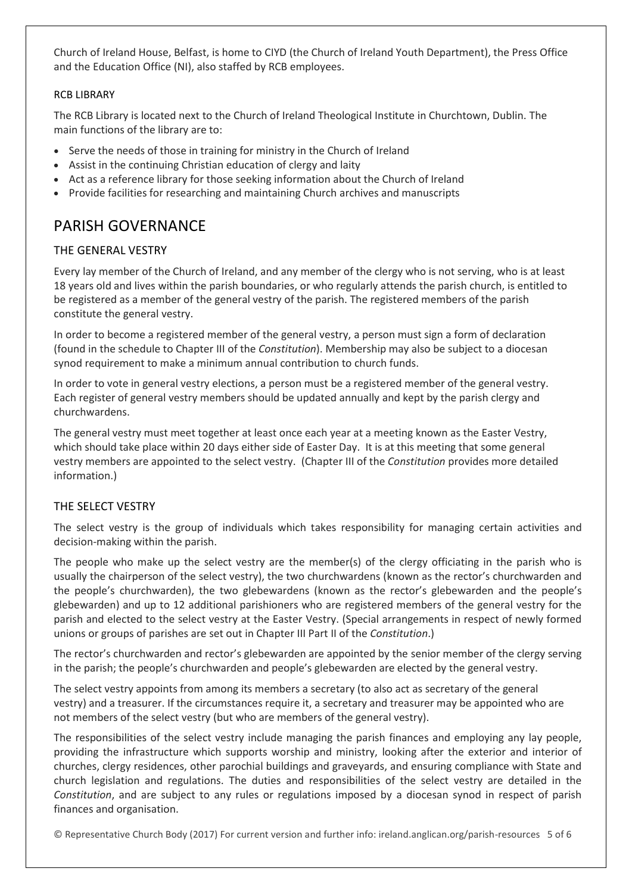Church of Ireland House, Belfast, is home to CIYD (the Church of Ireland Youth Department), the Press Office and the Education Office (NI), also staffed by RCB employees.

### RCB LIBRARY

The RCB Library is located next to the Church of Ireland Theological Institute in Churchtown, Dublin. The main functions of the library are to:

- Serve the needs of those in training for ministry in the Church of Ireland
- Assist in the continuing Christian education of clergy and laity
- Act as a reference library for those seeking information about the Church of Ireland
- Provide facilities for researching and maintaining Church archives and manuscripts

# PARISH GOVERNANCE

## THE GENERAL VESTRY

Every lay member of the Church of Ireland, and any member of the clergy who is not serving, who is at least 18 years old and lives within the parish boundaries, or who regularly attends the parish church, is entitled to be registered as a member of the general vestry of the parish. The registered members of the parish constitute the general vestry.

In order to become a registered member of the general vestry, a person must sign a form of declaration (found in the schedule to Chapter III of the *Constitution*). Membership may also be subject to a diocesan synod requirement to make a minimum annual contribution to church funds.

In order to vote in general vestry elections, a person must be a registered member of the general vestry. Each register of general vestry members should be updated annually and kept by the parish clergy and churchwardens.

The general vestry must meet together at least once each year at a meeting known as the Easter Vestry, which should take place within 20 days either side of Easter Day. It is at this meeting that some general vestry members are appointed to the select vestry. (Chapter III of the *Constitution* provides more detailed information.)

## THE SELECT VESTRY

The select vestry is the group of individuals which takes responsibility for managing certain activities and decision-making within the parish.

The people who make up the select vestry are the member(s) of the clergy officiating in the parish who is usually the chairperson of the select vestry), the two churchwardens (known as the rector's churchwarden and the people's churchwarden), the two glebewardens (known as the rector's glebewarden and the people's glebewarden) and up to 12 additional parishioners who are registered members of the general vestry for the parish and elected to the select vestry at the Easter Vestry. (Special arrangements in respect of newly formed unions or groups of parishes are set out in Chapter III Part II of the *Constitution*.)

The rector's churchwarden and rector's glebewarden are appointed by the senior member of the clergy serving in the parish; the people's churchwarden and people's glebewarden are elected by the general vestry.

The select vestry appoints from among its members a secretary (to also act as secretary of the general vestry) and a treasurer. If the circumstances require it, a secretary and treasurer may be appointed who are not members of the select vestry (but who are members of the general vestry).

The responsibilities of the select vestry include managing the parish finances and employing any lay people, providing the infrastructure which supports worship and ministry, looking after the exterior and interior of churches, clergy residences, other parochial buildings and graveyards, and ensuring compliance with State and church legislation and regulations. The duties and responsibilities of the select vestry are detailed in the *Constitution*, and are subject to any rules or regulations imposed by a diocesan synod in respect of parish finances and organisation.

© Representative Church Body (2017) For current version and further info: ireland.anglican.org/parish-resources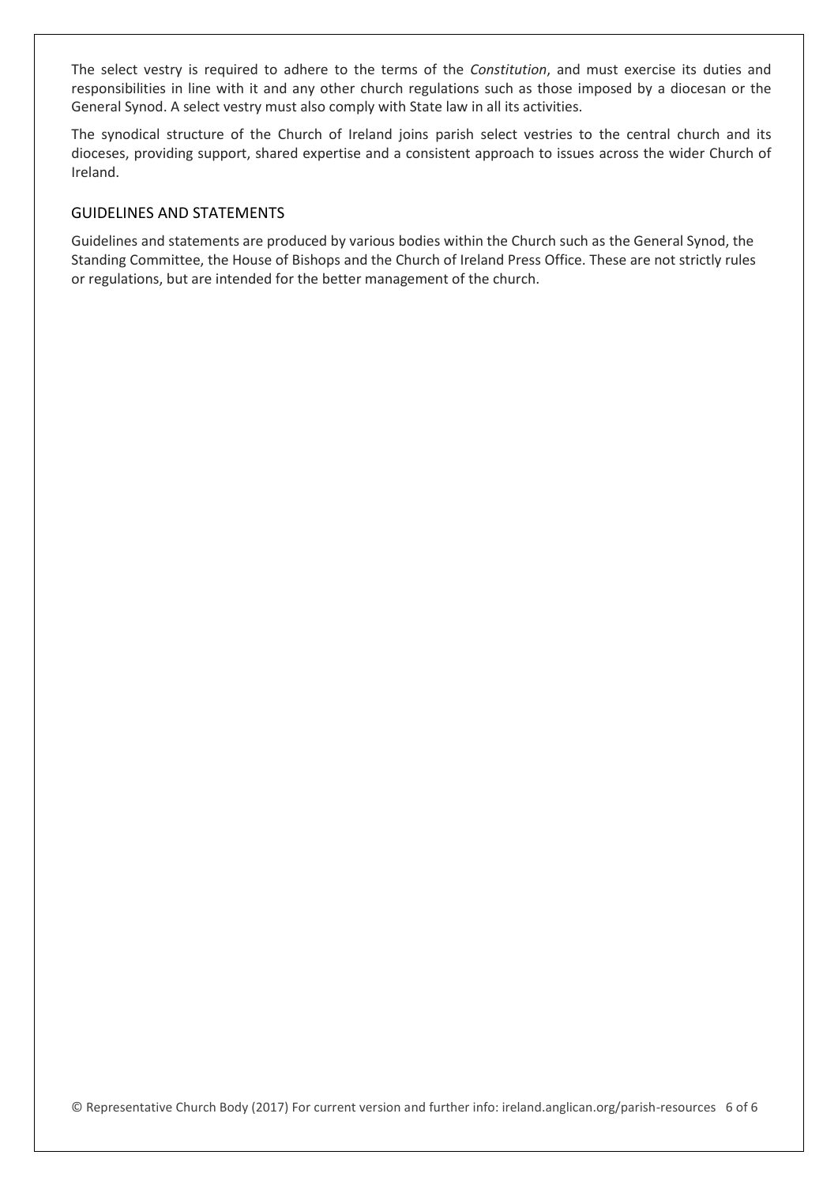The select vestry is required to adhere to the terms of the *Constitution*, and must exercise its duties and responsibilities in line with it and any other church regulations such as those imposed by a diocesan or the General Synod. A select vestry must also comply with State law in all its activities.

The synodical structure of the Church of Ireland joins parish select vestries to the central church and its dioceses, providing support, shared expertise and a consistent approach to issues across the wider Church of Ireland.

## GUIDELINES AND STATEMENTS

Guidelines and statements are produced by various bodies within the Church such as the General Synod, the Standing Committee, the House of Bishops and the Church of Ireland Press Office. These are not strictly rules or regulations, but are intended for the better management of the church.

© Representative Church Body (2017) For current version and further info: ireland.anglican.org/parish-resources